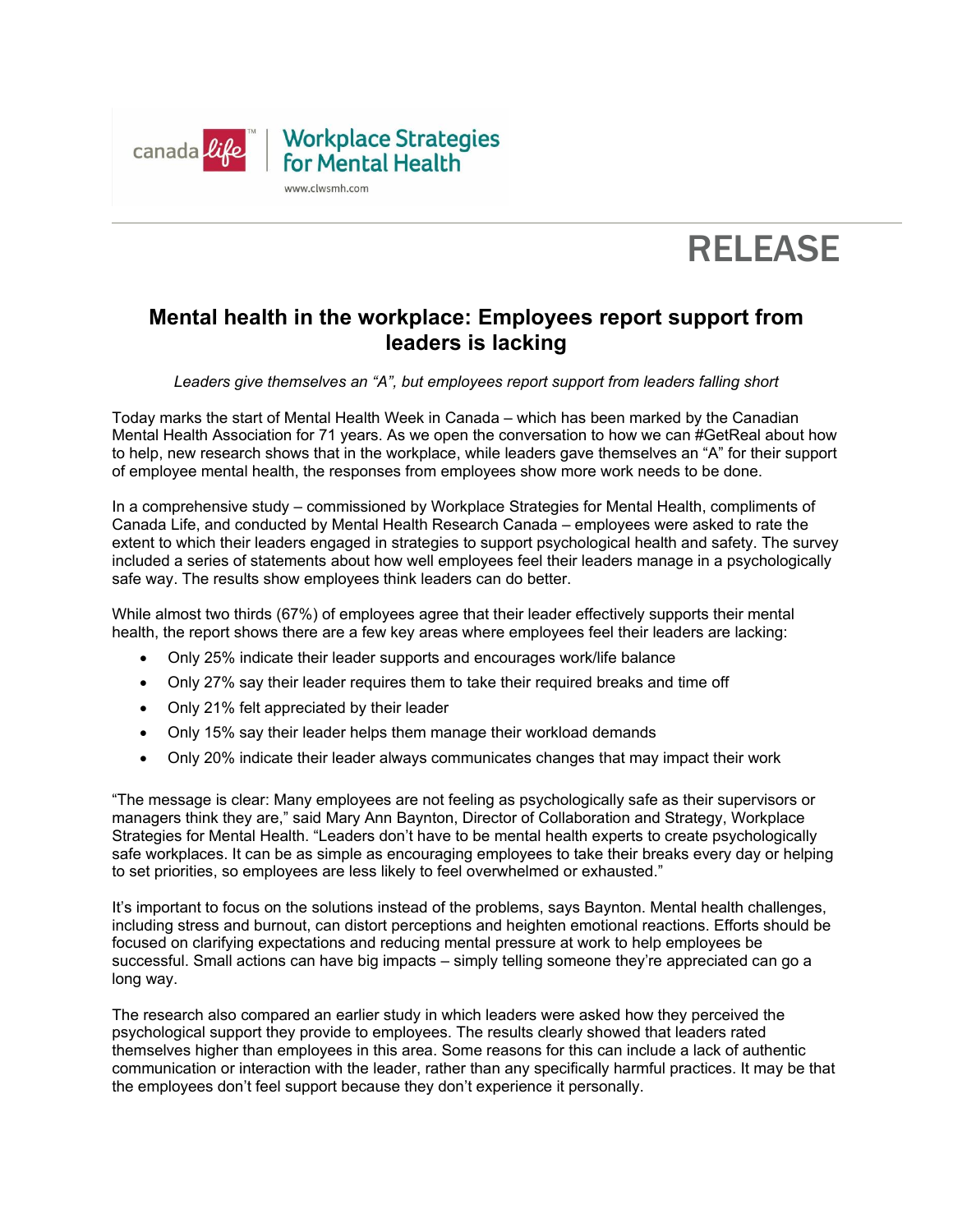canada life™ | Workplace Strategies for Mental Health

www.clwsmh.com

RELEASE

# Mental health in the workplace: Employees report support from leaders is lacking

*Leaders give themselves an "A", but employees report support from leaders falling short*

Today marks the start of Mental Health Week in Canada – which has been marked by the Canadian Mental Health Association for 71 years. As we open the conversation to how we can #GetReal about how to help, new research shows that in the workplace, while leaders gave themselves an "A" for their support of employee mental health, the responses from employees show more work needs to be done.

In a comprehensive study – commissioned by Workplace Strategies for Mental Health, compliments of Canada Life, and conducted by Mental Health Research Canada – employees were asked to rate the extent to which their leaders engaged in strategies to support psychological health and safety. The survey included a series of statements about how well employees feel their leaders manage in a psychologically safe way. The results show employees think leaders can do better.

While almost two thirds (67%) of employees agree that their leader effectively supports their mental health, the report shows there are a few key areas where employees feel their leaders are lacking:

- Only 25% indicate their leader supports and encourages work/life balance
- Only 27% say their leader requires them to take their required breaks and time off
- Only 21% felt appreciated by their leader
- Only 15% say their leader helps them manage their workload demands
- Only 20% indicate their leader always communicates changes that may impact their work

"The message is clear: Many employees are not feeling as psychologically safe as their supervisors or managers think they are," said Mary Ann Baynton, Director of Collaboration and Strategy, Workplace Strategies for Mental Health. "Leaders don't have to be mental health experts to create psychologically safe workplaces. It can be as simple as encouraging employees to take their breaks every day or helping to set priorities, so employees are less likely to feel overwhelmed or exhausted."

It's important to focus on the solutions instead of the problems, says Baynton. Mental health challenges, including stress and burnout, can distort perceptions and heighten emotional reactions. Efforts should be focused on clarifying expectations and reducing mental pressure at work to help employees be successful. Small actions can have big impacts – simply telling someone they're appreciated can go a long way.

The research also compared an earlier study in which leaders were asked how they perceived the psychological support they provide to employees. The results clearly showed that leaders rated themselves higher than employees in this area. Some reasons for this can include a lack of authentic communication or interaction with the leader, rather than any specifically harmful practices. It may be that the employees don't feel support because they don't experience it personally.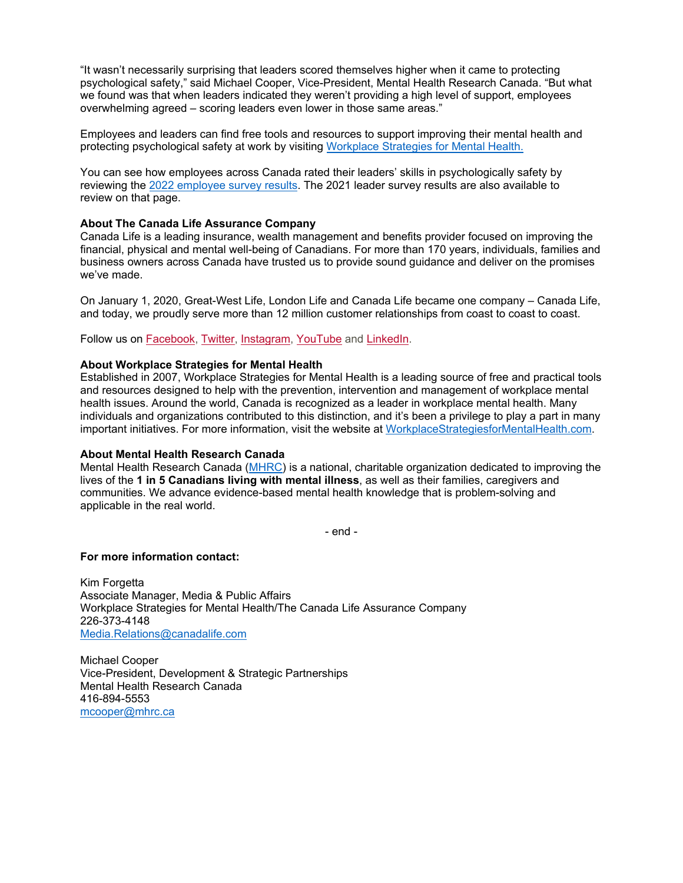"It wasn't necessarily surprising that leaders scored themselves higher when it came to protecting psychological safety," said Michael Cooper, Vice-President, Mental Health Research Canada. "But what we found was that when leaders indicated they weren't providing a high level of support, employees overwhelming agreed – scoring leaders even lower in those same areas."

Employees and leaders can find free tools and resources to support improving their mental health and protecting psychological safety at work by visiting Workplace Strategies for Mental Health.

You can see how employees across Canada rated their leaders' skills in psychologically safety by reviewing the 2022 employee survey results. The 2021 leader survey results are also available to review on that page.

**About The Canada Life Assurance Company**
Canada Life is a leading insurance, wealth management and benefits provider focused on improving the financial, physical and mental well-being of Canadians. For more than 170 years, individuals, families and business owners across Canada have trusted us to provide sound guidance and deliver on the promises we've made.

On January 1, 2020, Great-West Life, London Life and Canada Life became one company – Canada Life, and today, we proudly serve more than 12 million customer relationships from coast to coast to coast.

Follow us on Facebook, Twitter, Instagram, YouTube and LinkedIn.

**About Workplace Strategies for Mental Health**
Established in 2007, Workplace Strategies for Mental Health is a leading source of free and practical tools and resources designed to help with the prevention, intervention and management of workplace mental health issues. Around the world, Canada is recognized as a leader in workplace mental health. Many individuals and organizations contributed to this distinction, and it's been a privilege to play a part in many important initiatives. For more information, visit the website at WorkplaceStrategiesforMentalHealth.com.

**About Mental Health Research Canada**
Mental Health Research Canada (MHRC) is a national, charitable organization dedicated to improving the lives of the **1 in 5 Canadians living with mental illness**, as well as their families, caregivers and communities. We advance evidence-based mental health knowledge that is problem-solving and applicable in the real world.

- end -

**For more information contact:**

Kim Forgetta
Associate Manager, Media & Public Affairs
Workplace Strategies for Mental Health/The Canada Life Assurance Company
226-373-4148
Media.Relations@canadalife.com

Michael Cooper
Vice-President, Development & Strategic Partnerships
Mental Health Research Canada
416-894-5553
mcooper@mhrc.ca